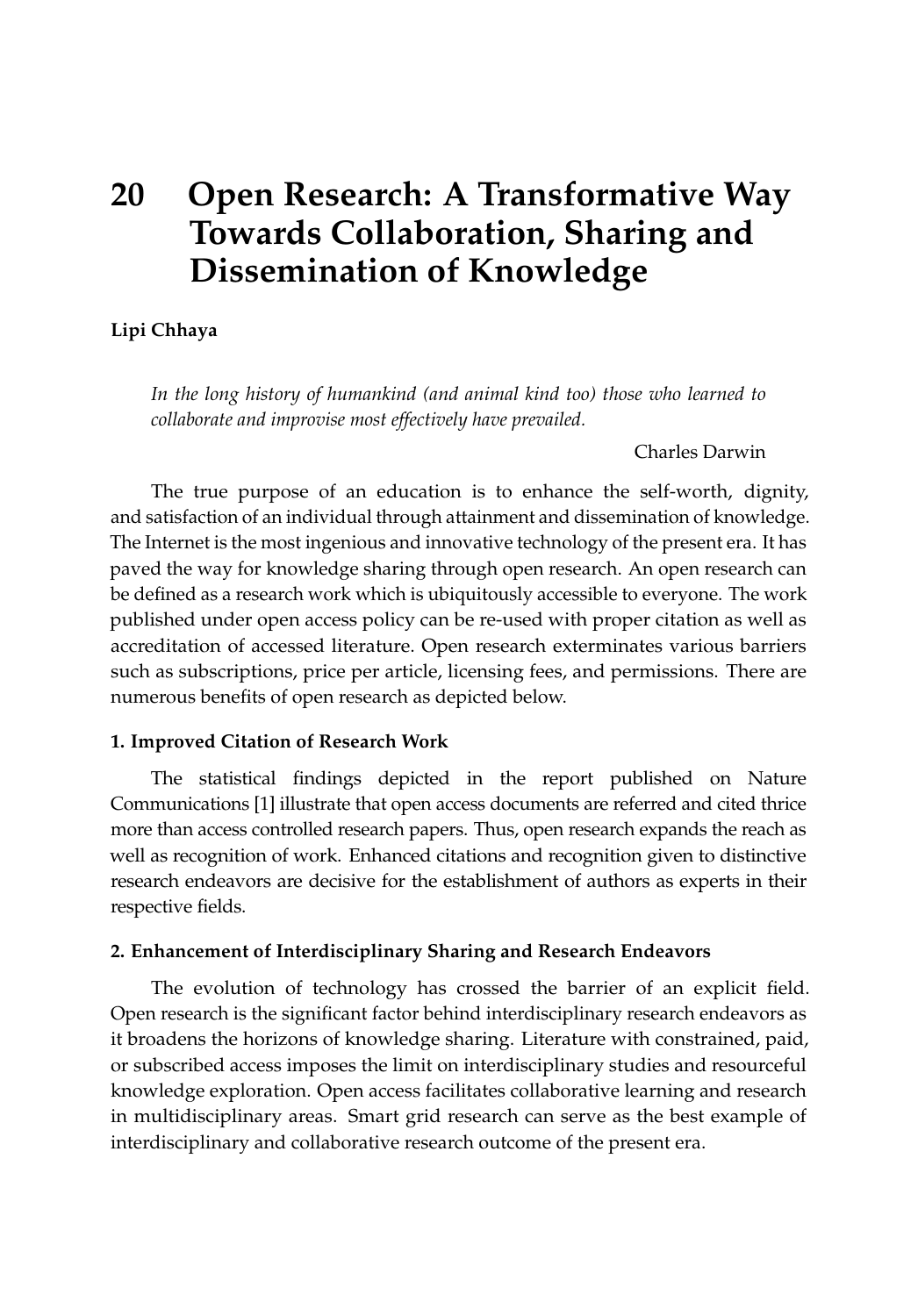# 20 Open Research: A Transformative Way Towards Collaboration, Sharing and Dissemination of Knowledge

**Lipi Chhaya**

> *In the long history of humankind (and animal kind too) those who learned to collaborate and improvise most effectively have prevailed.*
>
> Charles Darwin

The true purpose of an education is to enhance the self-worth, dignity, and satisfaction of an individual through attainment and dissemination of knowledge. The Internet is the most ingenious and innovative technology of the present era. It has paved the way for knowledge sharing through open research. An open research can be defined as a research work which is ubiquitously accessible to everyone. The work published under open access policy can be re-used with proper citation as well as accreditation of accessed literature. Open research exterminates various barriers such as subscriptions, price per article, licensing fees, and permissions. There are numerous benefits of open research as depicted below.

### 1. Improved Citation of Research Work

The statistical findings depicted in the report published on Nature Communications [1] illustrate that open access documents are referred and cited thrice more than access controlled research papers. Thus, open research expands the reach as well as recognition of work. Enhanced citations and recognition given to distinctive research endeavors are decisive for the establishment of authors as experts in their respective fields.

### 2. Enhancement of Interdisciplinary Sharing and Research Endeavors

The evolution of technology has crossed the barrier of an explicit field. Open research is the significant factor behind interdisciplinary research endeavors as it broadens the horizons of knowledge sharing. Literature with constrained, paid, or subscribed access imposes the limit on interdisciplinary studies and resourceful knowledge exploration. Open access facilitates collaborative learning and research in multidisciplinary areas. Smart grid research can serve as the best example of interdisciplinary and collaborative research outcome of the present era.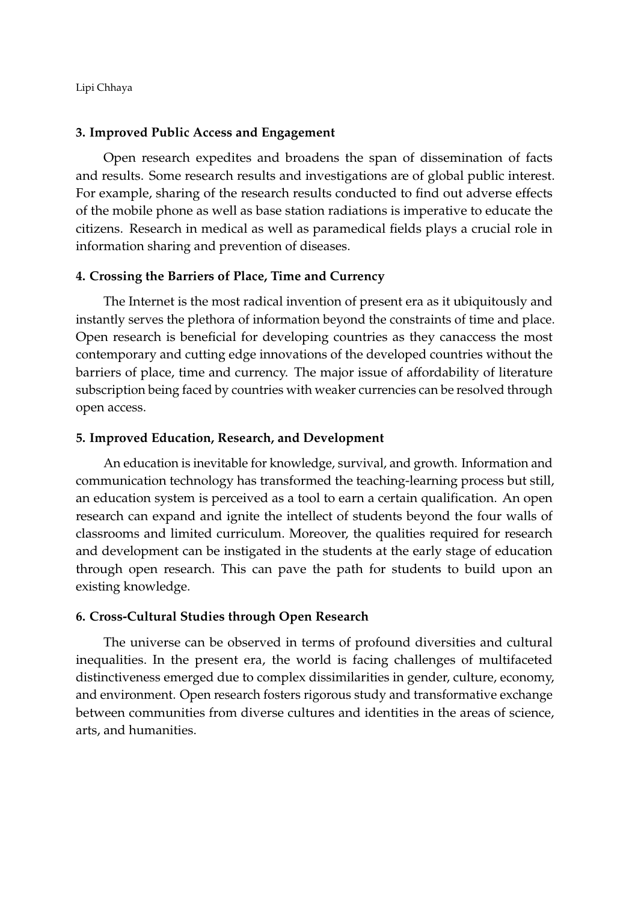### 3. Improved Public Access and Engagement

Open research expedites and broadens the span of dissemination of facts and results. Some research results and investigations are of global public interest. For example, sharing of the research results conducted to find out adverse effects of the mobile phone as well as base station radiations is imperative to educate the citizens. Research in medical as well as paramedical fields plays a crucial role in information sharing and prevention of diseases.

### 4. Crossing the Barriers of Place, Time and Currency

The Internet is the most radical invention of present era as it ubiquitously and instantly serves the plethora of information beyond the constraints of time and place. Open research is beneficial for developing countries as they canaccess the most contemporary and cutting edge innovations of the developed countries without the barriers of place, time and currency. The major issue of affordability of literature subscription being faced by countries with weaker currencies can be resolved through open access.

### 5. Improved Education, Research, and Development

An education is inevitable for knowledge, survival, and growth. Information and communication technology has transformed the teaching-learning process but still, an education system is perceived as a tool to earn a certain qualification. An open research can expand and ignite the intellect of students beyond the four walls of classrooms and limited curriculum. Moreover, the qualities required for research and development can be instigated in the students at the early stage of education through open research. This can pave the path for students to build upon an existing knowledge.

### 6. Cross-Cultural Studies through Open Research

The universe can be observed in terms of profound diversities and cultural inequalities. In the present era, the world is facing challenges of multifaceted distinctiveness emerged due to complex dissimilarities in gender, culture, economy, and environment. Open research fosters rigorous study and transformative exchange between communities from diverse cultures and identities in the areas of science, arts, and humanities.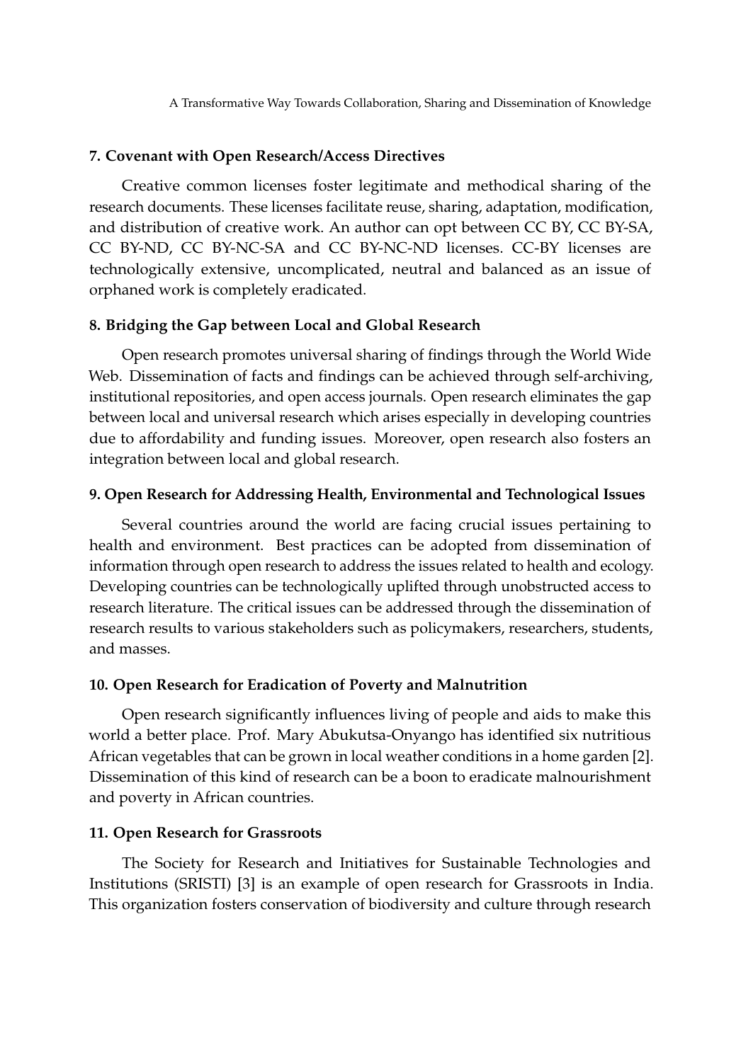### 7. Covenant with Open Research/Access Directives

Creative common licenses foster legitimate and methodical sharing of the research documents. These licenses facilitate reuse, sharing, adaptation, modification, and distribution of creative work. An author can opt between CC BY, CC BY-SA, CC BY-ND, CC BY-NC-SA and CC BY-NC-ND licenses. CC-BY licenses are technologically extensive, uncomplicated, neutral and balanced as an issue of orphaned work is completely eradicated.

### 8. Bridging the Gap between Local and Global Research

Open research promotes universal sharing of findings through the World Wide Web. Dissemination of facts and findings can be achieved through self-archiving, institutional repositories, and open access journals. Open research eliminates the gap between local and universal research which arises especially in developing countries due to affordability and funding issues. Moreover, open research also fosters an integration between local and global research.

### 9. Open Research for Addressing Health, Environmental and Technological Issues

Several countries around the world are facing crucial issues pertaining to health and environment. Best practices can be adopted from dissemination of information through open research to address the issues related to health and ecology. Developing countries can be technologically uplifted through unobstructed access to research literature. The critical issues can be addressed through the dissemination of research results to various stakeholders such as policymakers, researchers, students, and masses.

### 10. Open Research for Eradication of Poverty and Malnutrition

Open research significantly influences living of people and aids to make this world a better place. Prof. Mary Abukutsa-Onyango has identified six nutritious African vegetables that can be grown in local weather conditions in a home garden [2]. Dissemination of this kind of research can be a boon to eradicate malnourishment and poverty in African countries.

### 11. Open Research for Grassroots

The Society for Research and Initiatives for Sustainable Technologies and Institutions (SRISTI) [3] is an example of open research for Grassroots in India. This organization fosters conservation of biodiversity and culture through research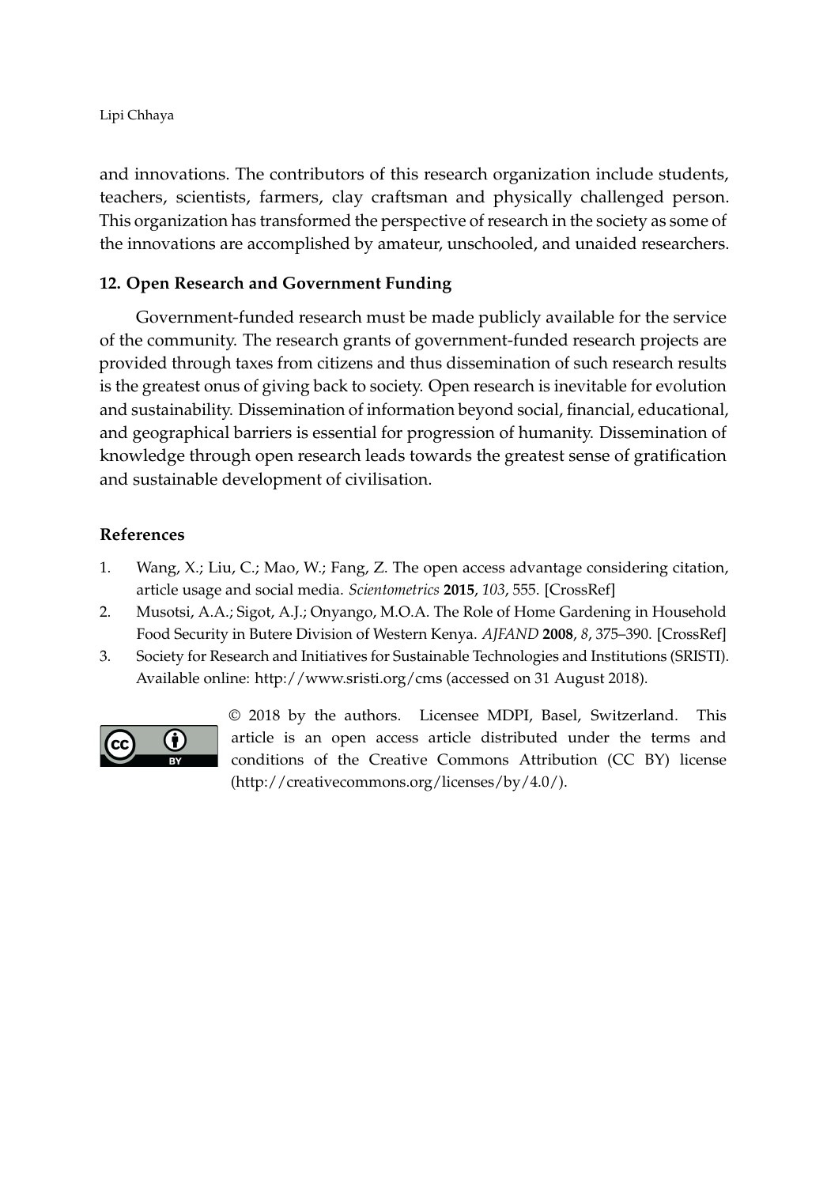and innovations. The contributors of this research organization include students, teachers, scientists, farmers, clay craftsman and physically challenged person. This organization has transformed the perspective of research in the society as some of the innovations are accomplished by amateur, unschooled, and unaided researchers.

## 12. Open Research and Government Funding

Government-funded research must be made publicly available for the service of the community. The research grants of government-funded research projects are provided through taxes from citizens and thus dissemination of such research results is the greatest onus of giving back to society. Open research is inevitable for evolution and sustainability. Dissemination of information beyond social, financial, educational, and geographical barriers is essential for progression of humanity. Dissemination of knowledge through open research leads towards the greatest sense of gratification and sustainable development of civilisation.

## References

1. Wang, X.; Liu, C.; Mao, W.; Fang, Z. The open access advantage considering citation, article usage and social media. *Scientometrics* **2015**, *103*, 555. [CrossRef]
2. Musotsi, A.A.; Sigot, A.J.; Onyango, M.O.A. The Role of Home Gardening in Household Food Security in Butere Division of Western Kenya. *AJFAND* **2008**, *8*, 375–390. [CrossRef]
3. Society for Research and Initiatives for Sustainable Technologies and Institutions (SRISTI). Available online: http://www.sristi.org/cms (accessed on 31 August 2018).

© 2018 by the authors. Licensee MDPI, Basel, Switzerland. This article is an open access article distributed under the terms and conditions of the Creative Commons Attribution (CC BY) license (http://creativecommons.org/licenses/by/4.0/).